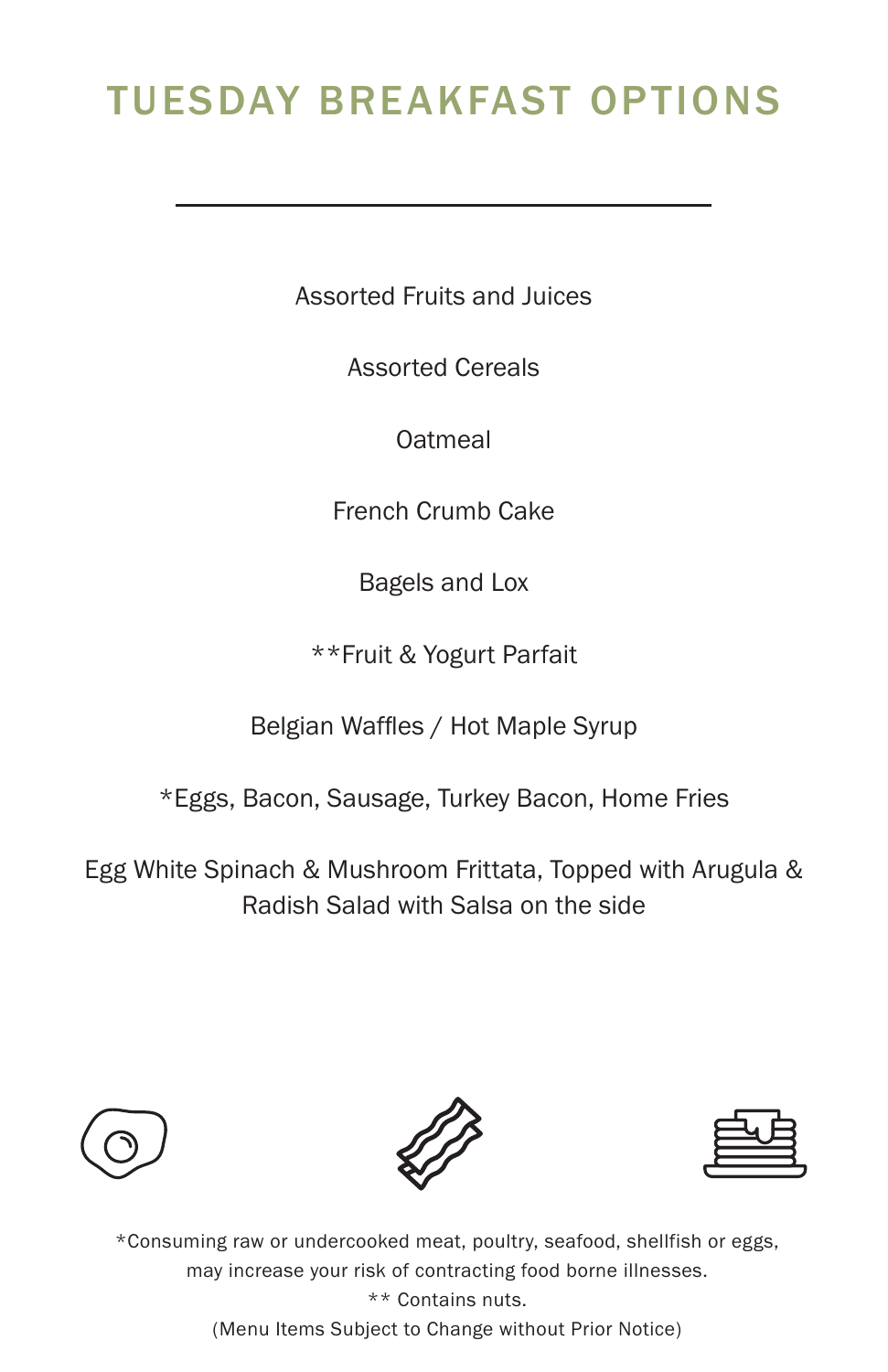# TUESDAY BREAKFAST OPTIONS

Assorted Fruits and Juices

Assorted Cereals

Oatmeal

French Crumb Cake

Bagels and Lox

**Fruit & Yogurt Parfait

Belgian Waffles / Hot Maple Syrup

*Eggs, Bacon, Sausage, Turkey Bacon, Home Fries

Egg White Spinach & Mushroom Frittata, Topped with Arugula & Radish Salad with Salsa on the side

*Consuming raw or undercooked meat, poultry, seafood, shellfish or eggs, may increase your risk of contracting food borne illnesses.

** Contains nuts.

(Menu Items Subject to Change without Prior Notice)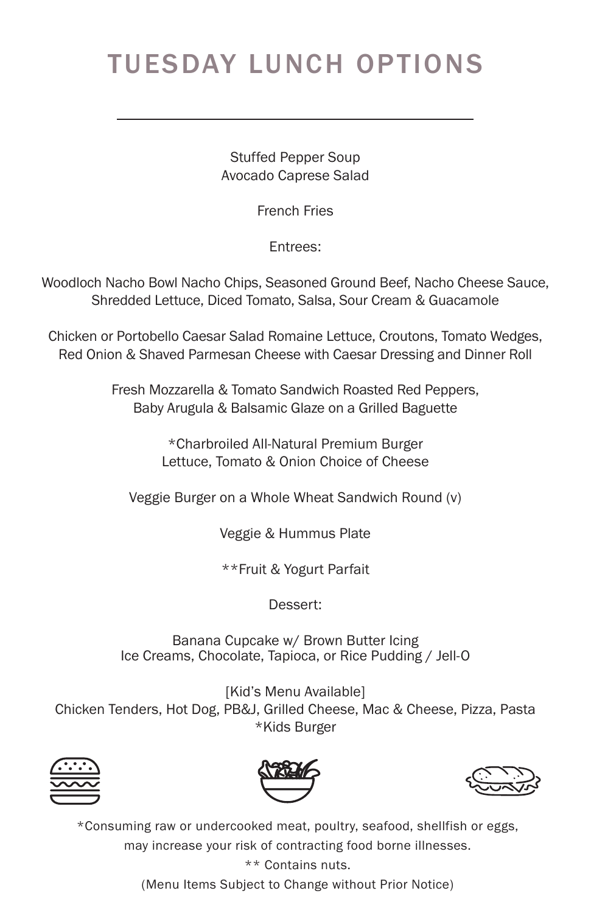# TUESDAY LUNCH OPTIONS

---

Stuffed Pepper Soup
Avocado Caprese Salad

French Fries

Entrees:

Woodloch Nacho Bowl Nacho Chips, Seasoned Ground Beef, Nacho Cheese Sauce, Shredded Lettuce, Diced Tomato, Salsa, Sour Cream & Guacamole

Chicken or Portobello Caesar Salad Romaine Lettuce, Croutons, Tomato Wedges, Red Onion & Shaved Parmesan Cheese with Caesar Dressing and Dinner Roll

Fresh Mozzarella & Tomato Sandwich Roasted Red Peppers, Baby Arugula & Balsamic Glaze on a Grilled Baguette

*Charbroiled All-Natural Premium Burger
Lettuce, Tomato & Onion Choice of Cheese

Veggie Burger on a Whole Wheat Sandwich Round (v)

Veggie & Hummus Plate

**Fruit & Yogurt Parfait

Dessert:

Banana Cupcake w/ Brown Butter Icing
Ice Creams, Chocolate, Tapioca, or Rice Pudding / Jell-O

[Kid's Menu Available]
Chicken Tenders, Hot Dog, PB&J, Grilled Cheese, Mac & Cheese, Pizza, Pasta
*Kids Burger

*Consuming raw or undercooked meat, poultry, seafood, shellfish or eggs, may increase your risk of contracting food borne illnesses.
** Contains nuts.
(Menu Items Subject to Change without Prior Notice)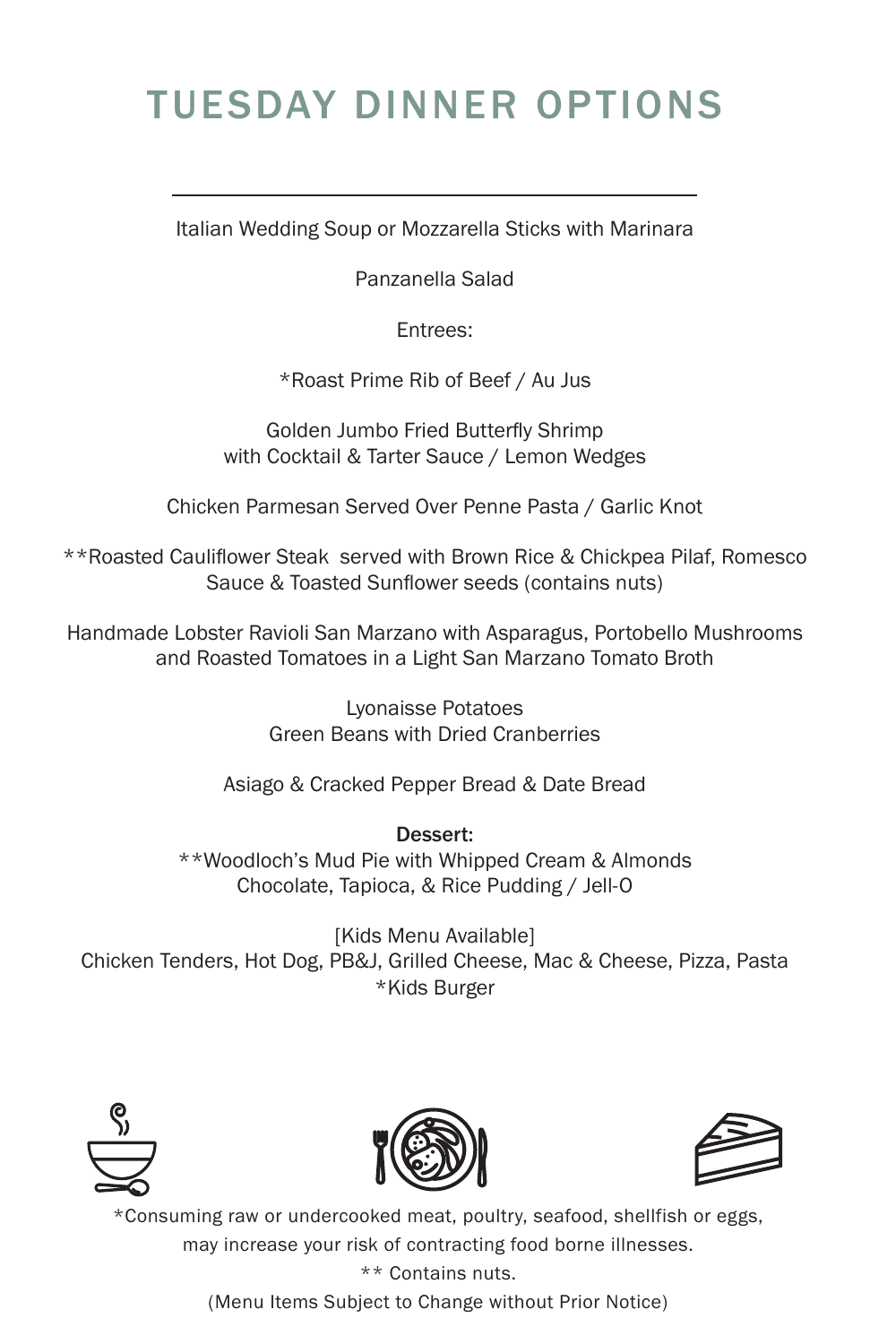# TUESDAY DINNER OPTIONS

---

Italian Wedding Soup or Mozzarella Sticks with Marinara

Panzanella Salad

Entrees:

*Roast Prime Rib of Beef / Au Jus

Golden Jumbo Fried Butterfly Shrimp
with Cocktail & Tarter Sauce / Lemon Wedges

Chicken Parmesan Served Over Penne Pasta / Garlic Knot

**Roasted Cauliflower Steak served with Brown Rice & Chickpea Pilaf, Romesco Sauce & Toasted Sunflower seeds (contains nuts)

Handmade Lobster Ravioli San Marzano with Asparagus, Portobello Mushrooms and Roasted Tomatoes in a Light San Marzano Tomato Broth

Lyonaisse Potatoes
Green Beans with Dried Cranberries

Asiago & Cracked Pepper Bread & Date Bread

**Dessert:**
**Woodloch's Mud Pie with Whipped Cream & Almonds
Chocolate, Tapioca, & Rice Pudding / Jell-O

[Kids Menu Available]
Chicken Tenders, Hot Dog, PB&J, Grilled Cheese, Mac & Cheese, Pizza, Pasta
*Kids Burger

*Consuming raw or undercooked meat, poultry, seafood, shellfish or eggs, may increase your risk of contracting food borne illnesses.
** Contains nuts.
(Menu Items Subject to Change without Prior Notice)